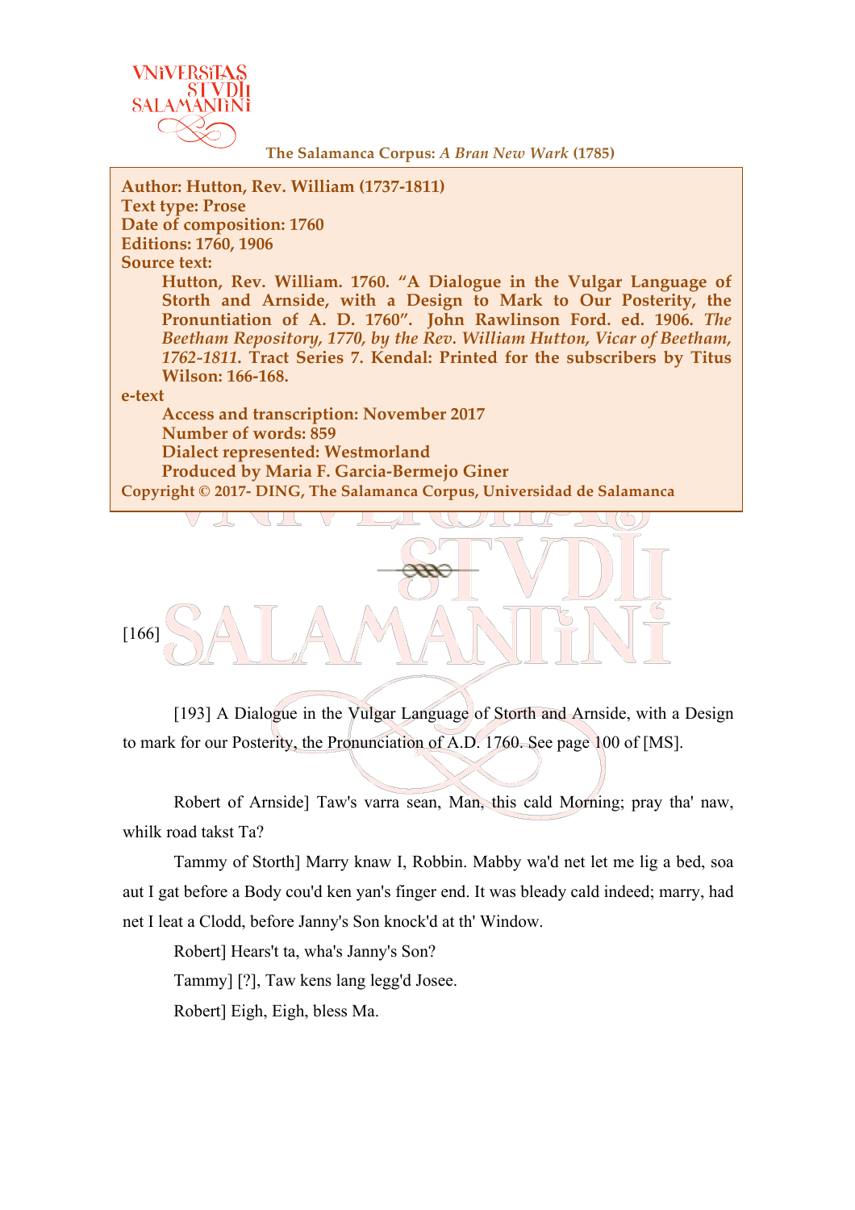The Salamanca Corpus: *A Bran New Wark* (1785)

**Author: Hutton, Rev. William (1737-1811)**
**Text type: Prose**
**Date of composition: 1760**
**Editions: 1760, 1906**
**Source text:**

**Hutton, Rev. William. 1760. "A Dialogue in the Vulgar Language of Storth and Arnside, with a Design to Mark to Our Posterity, the Pronuntiation of A. D. 1760". John Rawlinson Ford. ed. 1906. *The Beetham Repository, 1770, by the Rev. William Hutton, Vicar of Beetham, 1762-1811*. Tract Series 7. Kendal: Printed for the subscribers by Titus Wilson: 166-168.**

**e-text**

**Access and transcription: November 2017**
**Number of words: 859**
**Dialect represented: Westmorland**
**Produced by Maria F. Garcia-Bermejo Giner**

**Copyright © 2017- DING, The Salamanca Corpus, Universidad de Salamanca**

[166]

[193] A Dialogue in the Vulgar Language of Storth and Arnside, with a Design to mark for our Posterity, the Pronunciation of A.D. 1760. See page 100 of [MS].

Robert of Arnside] Taw's varra sean, Man, this cald Morning; pray tha' naw, whilk road takst Ta?

Tammy of Storth] Marry knaw I, Robbin. Mabby wa'd net let me lig a bed, soa aut I gat before a Body cou'd ken yan's finger end. It was bleady cald indeed; marry, had net I leat a Clodd, before Janny's Son knock'd at th' Window.

Robert] Hears't ta, wha's Janny's Son?

Tammy] [?], Taw kens lang legg'd Josee.

Robert] Eigh, Eigh, bless Ma.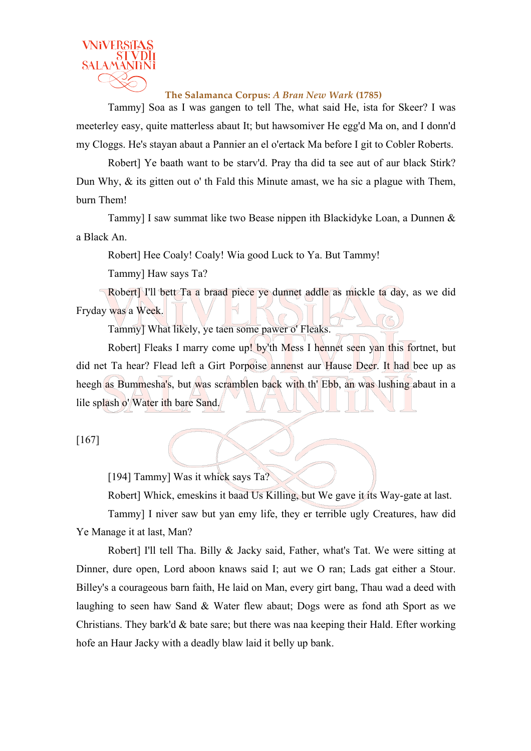Tammy] Soa as I was gangen to tell The, what said He, ista for Skeer? I was meeterley easy, quite matterless abaut It; but hawsomiver He egg'd Ma on, and I donn'd my Cloggs. He's stayan abaut a Pannier an el o'ertack Ma before I git to Cobler Roberts.

Robert] Ye baath want to be starv'd. Pray tha did ta see aut of aur black Stirk? Dun Why, & its gitten out o' th Fald this Minute amast, we ha sic a plague with Them, burn Them!

Tammy] I saw summat like two Bease nippen ith Blackidyke Loan, a Dunnen & a Black An.

Robert] Hee Coaly! Coaly! Wia good Luck to Ya. But Tammy!

Tammy] Haw says Ta?

Robert] I'll bett Ta a braad piece ye dunnet addle as mickle ta day, as we did Fryday was a Week.

Tammy] What likely, ye taen some pawer o' Fleaks.

Robert] Fleaks I marry come up! by'th Mess I hennet seen yan this fortnet, but did net Ta hear? Flead left a Girt Porpoise annenst aur Hause Deer. It had bee up as heegh as Bummesha's, but was scramblen back with th' Ebb, an was lushing abaut in a lile splash o' Water ith bare Sand.

[167]

[194] Tammy] Was it whick says Ta?

Robert] Whick, emeskins it baad Us Killing, but We gave it its Way-gate at last.

Tammy] I niver saw but yan emy life, they er terrible ugly Creatures, haw did Ye Manage it at last, Man?

Robert] I'll tell Tha. Billy & Jacky said, Father, what's Tat. We were sitting at Dinner, dure open, Lord aboon knaws said I; aut we O ran; Lads gat either a Stour. Billey's a courageous barn faith, He laid on Man, every girt bang, Thau wad a deed with laughing to seen haw Sand & Water flew abaut; Dogs were as fond ath Sport as we Christians. They bark'd & bate sare; but there was naa keeping their Hald. Efter working hofe an Haur Jacky with a deadly blaw laid it belly up bank.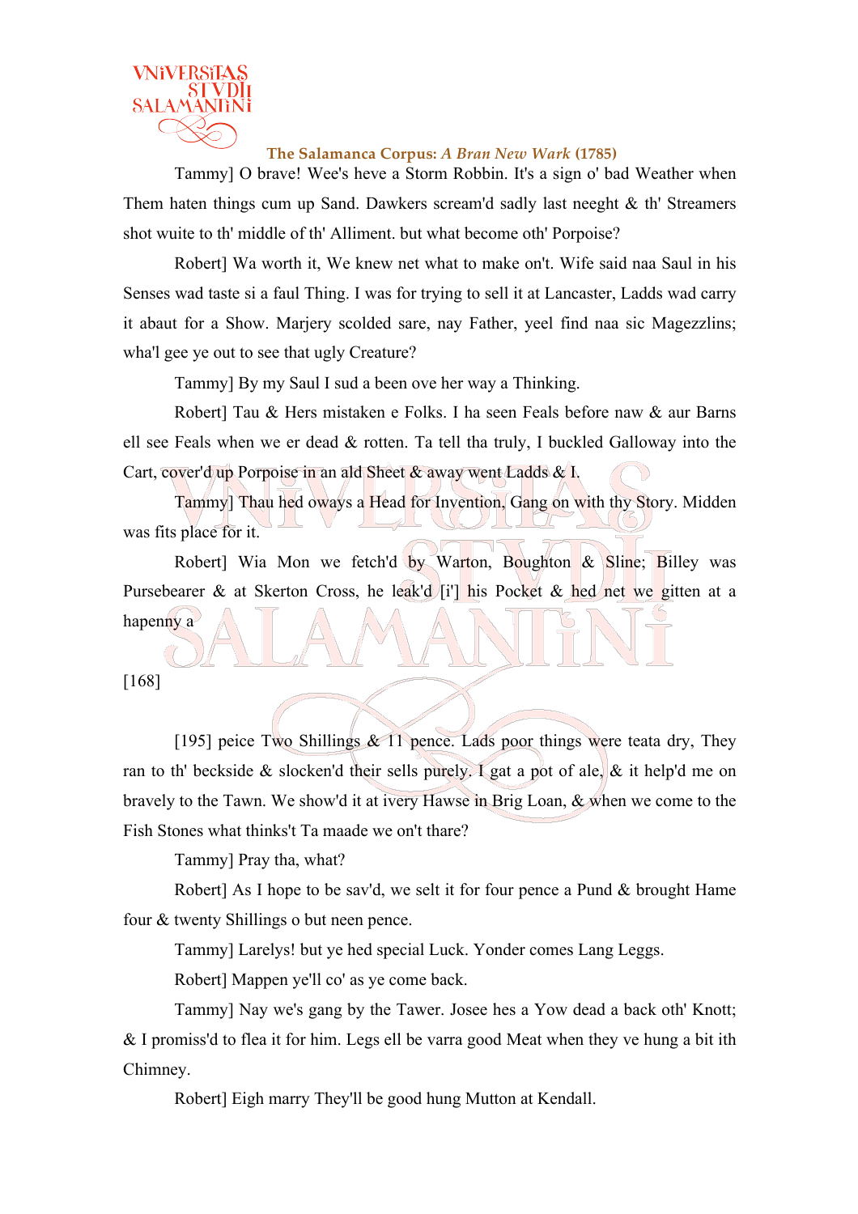Tammy] O brave! Wee's heve a Storm Robbin. It's a sign o' bad Weather when Them haten things cum up Sand. Dawkers scream'd sadly last neeght & th' Streamers shot wuite to th' middle of th' Alliment. but what become oth' Porpoise?

Robert] Wa worth it, We knew net what to make on't. Wife said naa Saul in his Senses wad taste si a faul Thing. I was for trying to sell it at Lancaster, Ladds wad carry it abaut for a Show. Marjery scolded sare, nay Father, yeel find naa sic Magezzlins; wha'l gee ye out to see that ugly Creature?

Tammy] By my Saul I sud a been ove her way a Thinking.

Robert] Tau & Hers mistaken e Folks. I ha seen Feals before naw & aur Barns ell see Feals when we er dead & rotten. Ta tell tha truly, I buckled Galloway into the Cart, cover'd up Porpoise in an ald Sheet & away went Ladds & I.

Tammy] Thau hed oways a Head for Invention, Gang on with thy Story. Midden was fits place for it.

Robert] Wia Mon we fetch'd by Warton, Boughton & Sline; Billey was Pursebearer & at Skerton Cross, he leak'd [i'] his Pocket & hed net we gitten at a hapenny a

[168]

[195] peice Two Shillings & 11 pence. Lads poor things were teata dry, They ran to th' beckside & slocken'd their sells purely. I gat a pot of ale, & it help'd me on bravely to the Tawn. We show'd it at ivery Hawse in Brig Loan, & when we come to the Fish Stones what thinks't Ta maade we on't thare?

Tammy] Pray tha, what?

Robert] As I hope to be sav'd, we selt it for four pence a Pund & brought Hame four & twenty Shillings o but neen pence.

Tammy] Larelys! but ye hed special Luck. Yonder comes Lang Leggs.

Robert] Mappen ye'll co' as ye come back.

Tammy] Nay we's gang by the Tawer. Josee hes a Yow dead a back oth' Knott; & I promiss'd to flea it for him. Legs ell be varra good Meat when they ve hung a bit ith Chimney.

Robert] Eigh marry They'll be good hung Mutton at Kendall.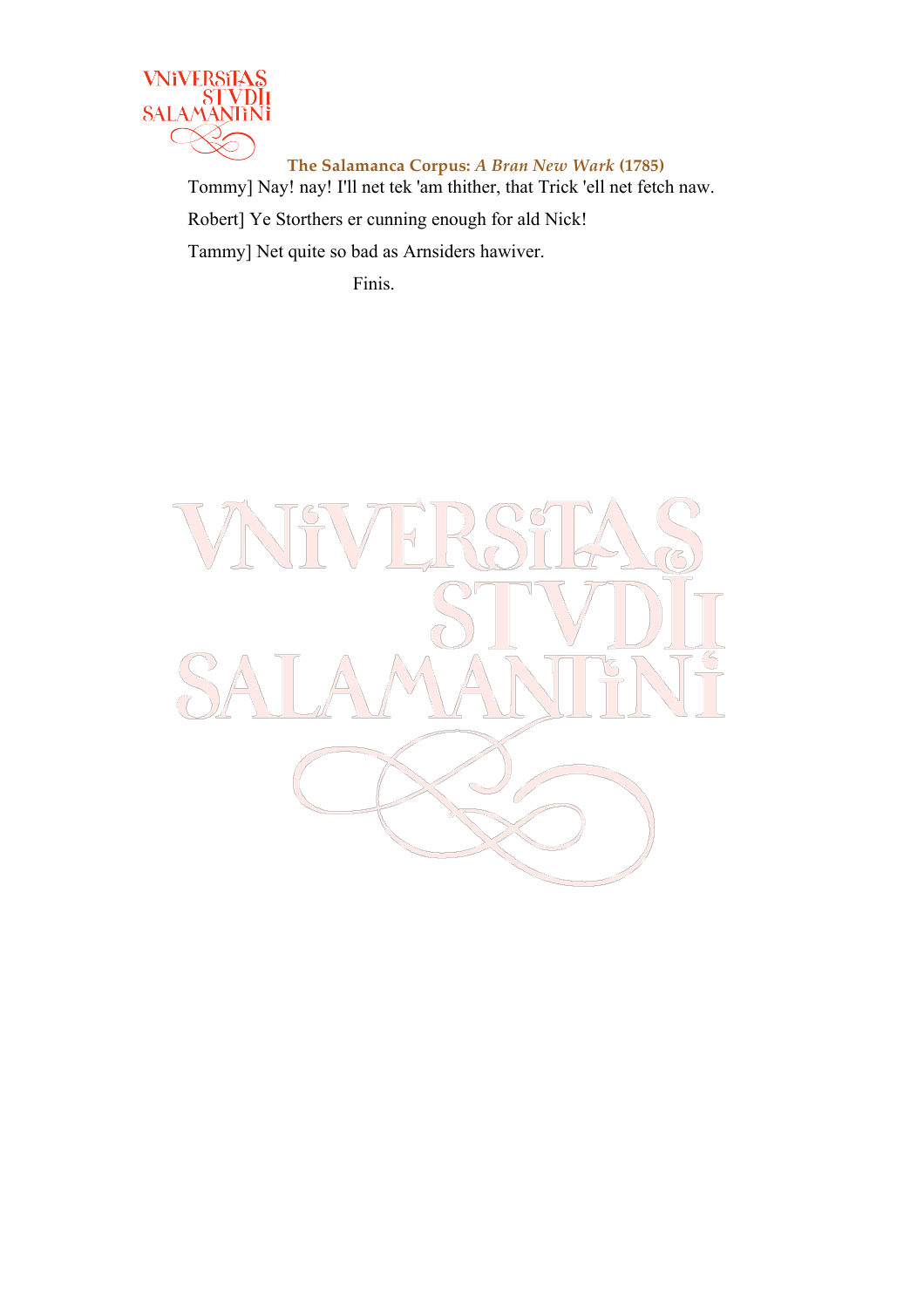Tommy] Nay! nay! I'll net tek 'am thither, that Trick 'ell net fetch naw.

Robert] Ye Storthers er cunning enough for ald Nick!

Tammy] Net quite so bad as Arnsiders hawiver.

Finis.